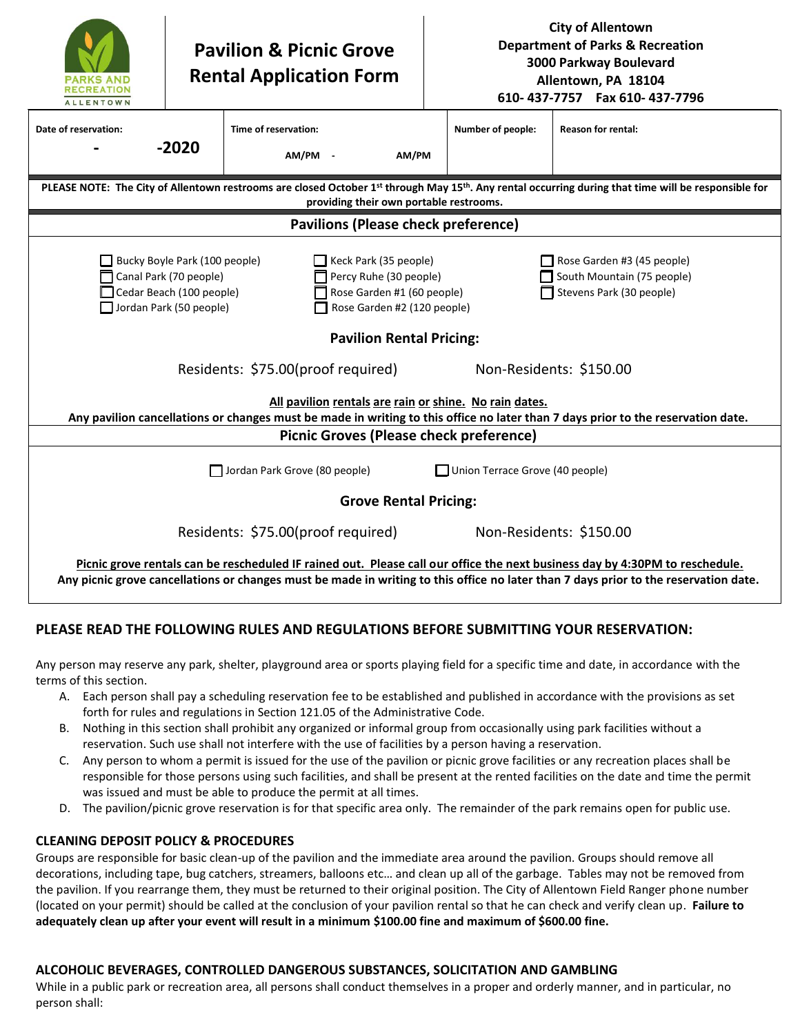PARKS AND RECREATION ALLENTOWN

# Pavilion & Picnic Grove Rental Application Form

**City of Allentown**
**Department of Parks & Recreation**
**3000 Parkway Boulevard**
**Allentown, PA 18104**
**610- 437-7757 Fax 610- 437-7796**

| Date of reservation: | Time of reservation: | Number of people: | Reason for rental: |
|---|---|---|---|
| - -2020 | AM/PM - AM/PM | | |

**PLEASE NOTE: The City of Allentown restrooms are closed October 1st through May 15th. Any rental occurring during that time will be responsible for providing their own portable restrooms.**

## Pavilions (Please check preference)

- ☐ Bucky Boyle Park (100 people)
- ☐ Canal Park (70 people)
- ☐ Cedar Beach (100 people)
- ☐ Jordan Park (50 people)
- ☐ Keck Park (35 people)
- ☐ Percy Ruhe (30 people)
- ☐ Rose Garden #1 (60 people)
- ☐ Rose Garden #2 (120 people)
- ☐ Rose Garden #3 (45 people)
- ☐ South Mountain (75 people)
- ☐ Stevens Park (30 people)

**Pavilion Rental Pricing:**

Residents: $75.00(proof required) Non-Residents: $150.00

**All pavilion rentals are rain or shine. No rain dates.**
**Any pavilion cancellations or changes must be made in writing to this office no later than 7 days prior to the reservation date.**

## Picnic Groves (Please check preference)

- ☐ Jordan Park Grove (80 people)
- ☐ Union Terrace Grove (40 people)

**Grove Rental Pricing:**

Residents: $75.00(proof required) Non-Residents: $150.00

**Picnic grove rentals can be rescheduled IF rained out. Please call our office the next business day by 4:30PM to reschedule.**
**Any picnic grove cancellations or changes must be made in writing to this office no later than 7 days prior to the reservation date.**

## PLEASE READ THE FOLLOWING RULES AND REGULATIONS BEFORE SUBMITTING YOUR RESERVATION:

Any person may reserve any park, shelter, playground area or sports playing field for a specific time and date, in accordance with the terms of this section.

A. Each person shall pay a scheduling reservation fee to be established and published in accordance with the provisions as set forth for rules and regulations in Section 121.05 of the Administrative Code.
B. Nothing in this section shall prohibit any organized or informal group from occasionally using park facilities without a reservation. Such use shall not interfere with the use of facilities by a person having a reservation.
C. Any person to whom a permit is issued for the use of the pavilion or picnic grove facilities or any recreation places shall be responsible for those persons using such facilities, and shall be present at the rented facilities on the date and time the permit was issued and must be able to produce the permit at all times.
D. The pavilion/picnic grove reservation is for that specific area only. The remainder of the park remains open for public use.

### CLEANING DEPOSIT POLICY & PROCEDURES

Groups are responsible for basic clean-up of the pavilion and the immediate area around the pavilion. Groups should remove all decorations, including tape, bug catchers, streamers, balloons etc… and clean up all of the garbage. Tables may not be removed from the pavilion. If you rearrange them, they must be returned to their original position. The City of Allentown Field Ranger phone number (located on your permit) should be called at the conclusion of your pavilion rental so that he can check and verify clean up. **Failure to adequately clean up after your event will result in a minimum $100.00 fine and maximum of $600.00 fine.**

### ALCOHOLIC BEVERAGES, CONTROLLED DANGEROUS SUBSTANCES, SOLICITATION AND GAMBLING

While in a public park or recreation area, all persons shall conduct themselves in a proper and orderly manner, and in particular, no person shall: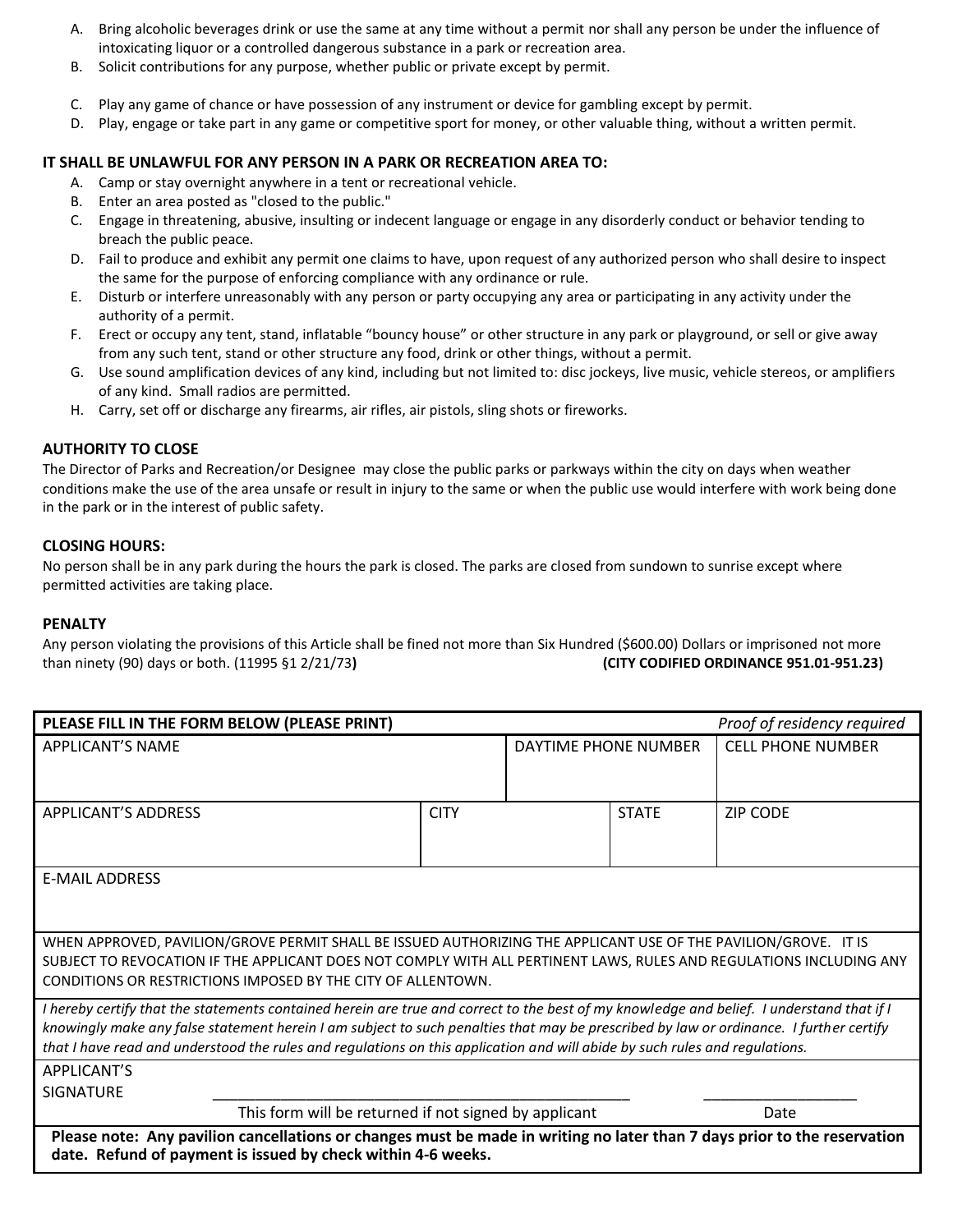A. Bring alcoholic beverages drink or use the same at any time without a permit nor shall any person be under the influence of intoxicating liquor or a controlled dangerous substance in a park or recreation area.
B. Solicit contributions for any purpose, whether public or private except by permit.
C. Play any game of chance or have possession of any instrument or device for gambling except by permit.
D. Play, engage or take part in any game or competitive sport for money, or other valuable thing, without a written permit.

**IT SHALL BE UNLAWFUL FOR ANY PERSON IN A PARK OR RECREATION AREA TO:**

A. Camp or stay overnight anywhere in a tent or recreational vehicle.
B. Enter an area posted as "closed to the public."
C. Engage in threatening, abusive, insulting or indecent language or engage in any disorderly conduct or behavior tending to breach the public peace.
D. Fail to produce and exhibit any permit one claims to have, upon request of any authorized person who shall desire to inspect the same for the purpose of enforcing compliance with any ordinance or rule.
E. Disturb or interfere unreasonably with any person or party occupying any area or participating in any activity under the authority of a permit.
F. Erect or occupy any tent, stand, inflatable "bouncy house" or other structure in any park or playground, or sell or give away from any such tent, stand or other structure any food, drink or other things, without a permit.
G. Use sound amplification devices of any kind, including but not limited to: disc jockeys, live music, vehicle stereos, or amplifiers of any kind. Small radios are permitted.
H. Carry, set off or discharge any firearms, air rifles, air pistols, sling shots or fireworks.

**AUTHORITY TO CLOSE**

The Director of Parks and Recreation/or Designee may close the public parks or parkways within the city on days when weather conditions make the use of the area unsafe or result in injury to the same or when the public use would interfere with work being done in the park or in the interest of public safety.

**CLOSING HOURS:**

No person shall be in any park during the hours the park is closed. The parks are closed from sundown to sunrise except where permitted activities are taking place.

**PENALTY**

Any person violating the provisions of this Article shall be fined not more than Six Hundred ($600.00) Dollars or imprisoned not more than ninety (90) days or both. (11995 §1 2/21/73**)** **(CITY CODIFIED ORDINANCE 951.01-951.23)**

| **PLEASE FILL IN THE FORM BELOW (PLEASE PRINT)** | | | *Proof of residency required* |
|---|---|---|---|
| APPLICANT'S NAME | | DAYTIME PHONE NUMBER | CELL PHONE NUMBER |
| APPLICANT'S ADDRESS | CITY | STATE | ZIP CODE |
| E-MAIL ADDRESS | | | |

WHEN APPROVED, PAVILION/GROVE PERMIT SHALL BE ISSUED AUTHORIZING THE APPLICANT USE OF THE PAVILION/GROVE. IT IS SUBJECT TO REVOCATION IF THE APPLICANT DOES NOT COMPLY WITH ALL PERTINENT LAWS, RULES AND REGULATIONS INCLUDING ANY CONDITIONS OR RESTRICTIONS IMPOSED BY THE CITY OF ALLENTOWN.

*I hereby certify that the statements contained herein are true and correct to the best of my knowledge and belief. I understand that if I knowingly make any false statement herein I am subject to such penalties that may be prescribed by law or ordinance. I further certify that I have read and understood the rules and regulations on this application and will abide by such rules and regulations.*

APPLICANT'S SIGNATURE \_\_\_\_\_\_\_\_\_\_\_\_\_\_\_\_\_\_\_\_\_\_\_\_\_\_\_\_\_\_\_\_\_\_\_\_\_\_\_\_\_\_ \_\_\_\_\_\_\_\_\_\_\_\_\_\_\_\_\_\_

This form will be returned if not signed by applicant Date

**Please note: Any pavilion cancellations or changes must be made in writing no later than 7 days prior to the reservation date. Refund of payment is issued by check within 4-6 weeks.**